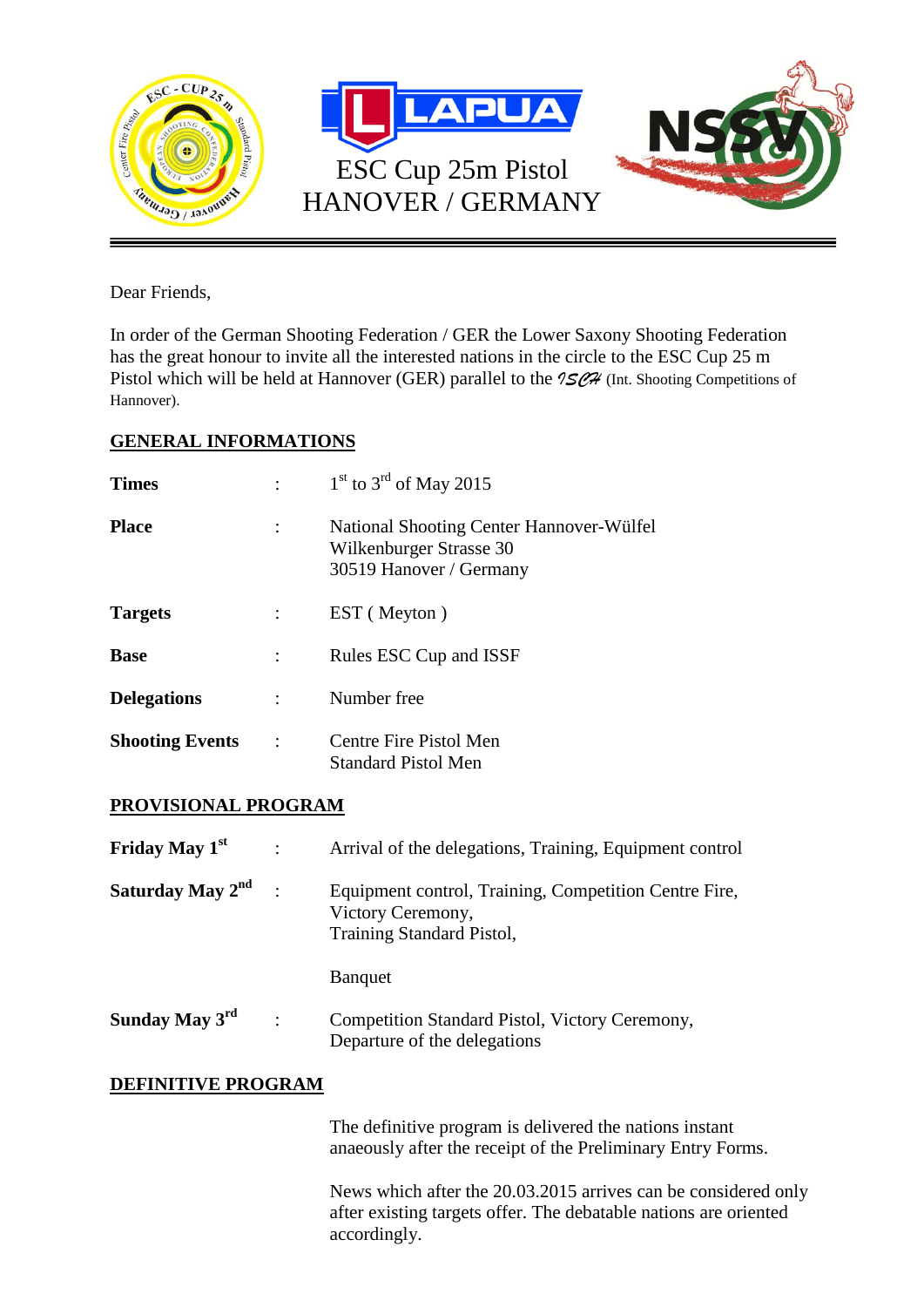# ESC Cup 25m Pistol
# HANOVER / GERMANY

Dear Friends,

In order of the German Shooting Federation / GER the Lower Saxony Shooting Federation has the great honour to invite all the interested nations in the circle to the ESC Cup 25 m Pistol which will be held at Hannover (GER) parallel to the ISCH (Int. Shooting Competitions of Hannover).

## GENERAL INFORMATIONS

| | | |
|---|---|---|
| **Times** | : | 1st to 3rd of May 2015 |
| **Place** | : | National Shooting Center Hannover-Wülfel<br>Wilkenburger Strasse 30<br>30519 Hanover / Germany |
| **Targets** | : | EST ( Meyton ) |
| **Base** | : | Rules ESC Cup and ISSF |
| **Delegations** | : | Number free |
| **Shooting Events** | : | Centre Fire Pistol Men<br>Standard Pistol Men |

## PROVISIONAL PROGRAM

| | | |
|---|---|---|
| **Friday May 1st** | : | Arrival of the delegations, Training, Equipment control |
| **Saturday May 2nd** | : | Equipment control, Training, Competition Centre Fire,<br>Victory Ceremony,<br>Training Standard Pistol,<br><br>Banquet |
| **Sunday May 3rd** | : | Competition Standard Pistol, Victory Ceremony,<br>Departure of the delegations |

## DEFINITIVE PROGRAM

The definitive program is delivered the nations instant anaeously after the receipt of the Preliminary Entry Forms.

News which after the 20.03.2015 arrives can be considered only after existing targets offer. The debatable nations are oriented accordingly.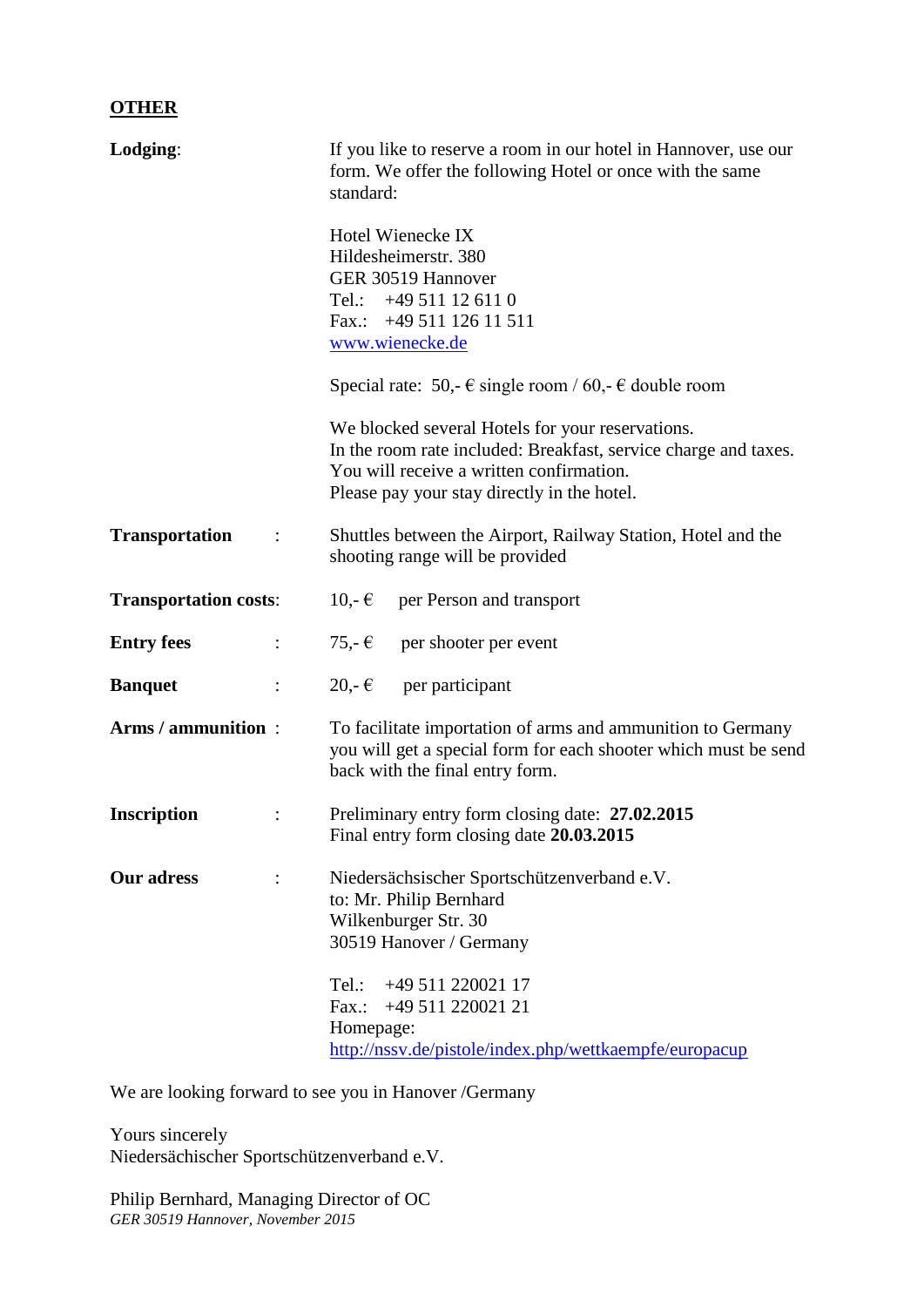**OTHER**

**Lodging**:

If you like to reserve a room in our hotel in Hannover, use our form. We offer the following Hotel or once with the same standard:

Hotel Wienecke IX
Hildesheimerstr. 380
GER 30519 Hannover
Tel.: +49 511 12 611 0
Fax.: +49 511 126 11 511
www.wienecke.de

Special rate: 50,- € single room / 60,- € double room

We blocked several Hotels for your reservations.
In the room rate included: Breakfast, service charge and taxes.
You will receive a written confirmation.
Please pay your stay directly in the hotel.

**Transportation** : Shuttles between the Airport, Railway Station, Hotel and the shooting range will be provided

**Transportation costs**: 10,- € per Person and transport

**Entry fees** : 75,- € per shooter per event

**Banquet** : 20,- € per participant

**Arms / ammunition** : To facilitate importation of arms and ammunition to Germany you will get a special form for each shooter which must be send back with the final entry form.

**Inscription** : Preliminary entry form closing date: **27.02.2015**
Final entry form closing date **20.03.2015**

**Our adress** :

Niedersächsischer Sportschützenverband e.V.
to: Mr. Philip Bernhard
Wilkenburger Str. 30
30519 Hanover / Germany

Tel.: +49 511 220021 17
Fax.: +49 511 220021 21
Homepage:
http://nssv.de/pistole/index.php/wettkaempfe/europacup

We are looking forward to see you in Hanover /Germany

Yours sincerely
Niedersächischer Sportschützenverband e.V.

Philip Bernhard, Managing Director of OC
*GER 30519 Hannover, November 2015*